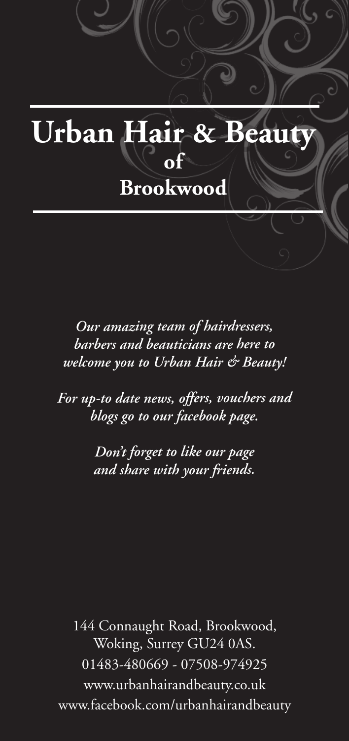# Urban Hair & Beauty of Brookwood

*Our amazing team of hairdressers, barbers and beauticians are here to welcome you to Urban Hair & Beauty!*

*For up-to date news, offers, vouchers and blogs go to our facebook page.*

*Don't forget to like our page and share with your friends.*

144 Connaught Road, Brookwood,
Woking, Surrey GU24 0AS.
01483-480669 - 07508-974925
www.urbanhairandbeauty.co.uk
www.facebook.com/urbanhairandbeauty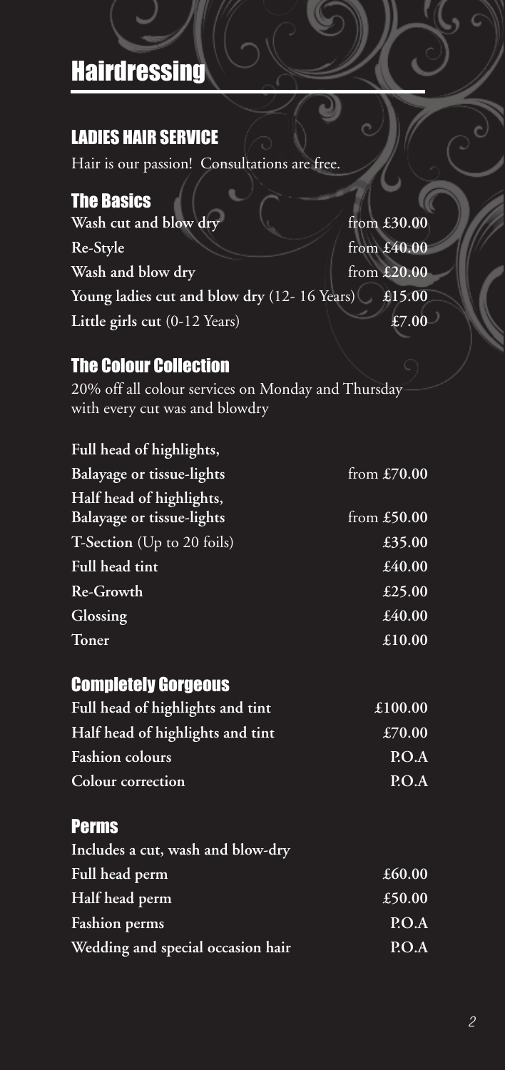# Hairdressing

## LADIES HAIR SERVICE

Hair is our passion! Consultations are free.

### The Basics

| | |
|---|---|
| **Wash cut and blow dry** | from **£30.00** |
| **Re-Style** | from **£40.00** |
| **Wash and blow dry** | from **£20.00** |
| **Young ladies cut and blow dry** (12- 16 Years) | **£15.00** |
| **Little girls cut** (0-12 Years) | **£7.00** |

### The Colour Collection

20% off all colour services on Monday and Thursday with every cut was and blowdry

| | |
|---|---|
| **Full head of highlights, Balayage or tissue-lights** | from **£70.00** |
| **Half head of highlights, Balayage or tissue-lights** | from **£50.00** |
| **T-Section** (Up to 20 foils) | **£35.00** |
| **Full head tint** | **£40.00** |
| **Re-Growth** | **£25.00** |
| **Glossing** | **£40.00** |
| **Toner** | **£10.00** |

### Completely Gorgeous

| | |
|---|---|
| **Full head of highlights and tint** | **£100.00** |
| **Half head of highlights and tint** | **£70.00** |
| **Fashion colours** | **P.O.A** |
| **Colour correction** | **P.O.A** |

### Perms

**Includes a cut, wash and blow-dry**

| | |
|---|---|
| **Full head perm** | **£60.00** |
| **Half head perm** | **£50.00** |
| **Fashion perms** | **P.O.A** |
| **Wedding and special occasion hair** | **P.O.A** |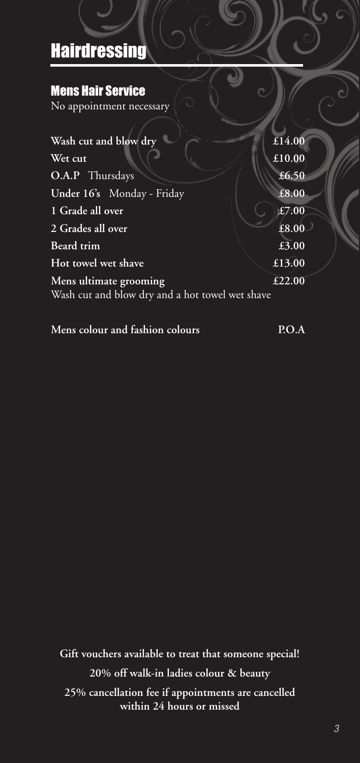# Hairdressing

## Mens Hair Service

No appointment necessary

| Service | Price |
| --- | --- |
| **Wash cut and blow dry** | £14.00 |
| **Wet cut** | £10.00 |
| **O.A.P** Thursdays | £6.50 |
| **Under 16's** Monday - Friday | £8.00 |
| **1 Grade all over** | £7.00 |
| **2 Grades all over** | £8.00 |
| **Beard trim** | £3.00 |
| **Hot towel wet shave** | £13.00 |
| **Mens ultimate grooming**<br>Wash cut and blow dry and a hot towel wet shave | £22.00 |
| **Mens colour and fashion colours** | P.O.A |

**Gift vouchers available to treat that someone special!**

**20% off walk-in ladies colour & beauty**

**25% cancellation fee if appointments are cancelled within 24 hours or missed**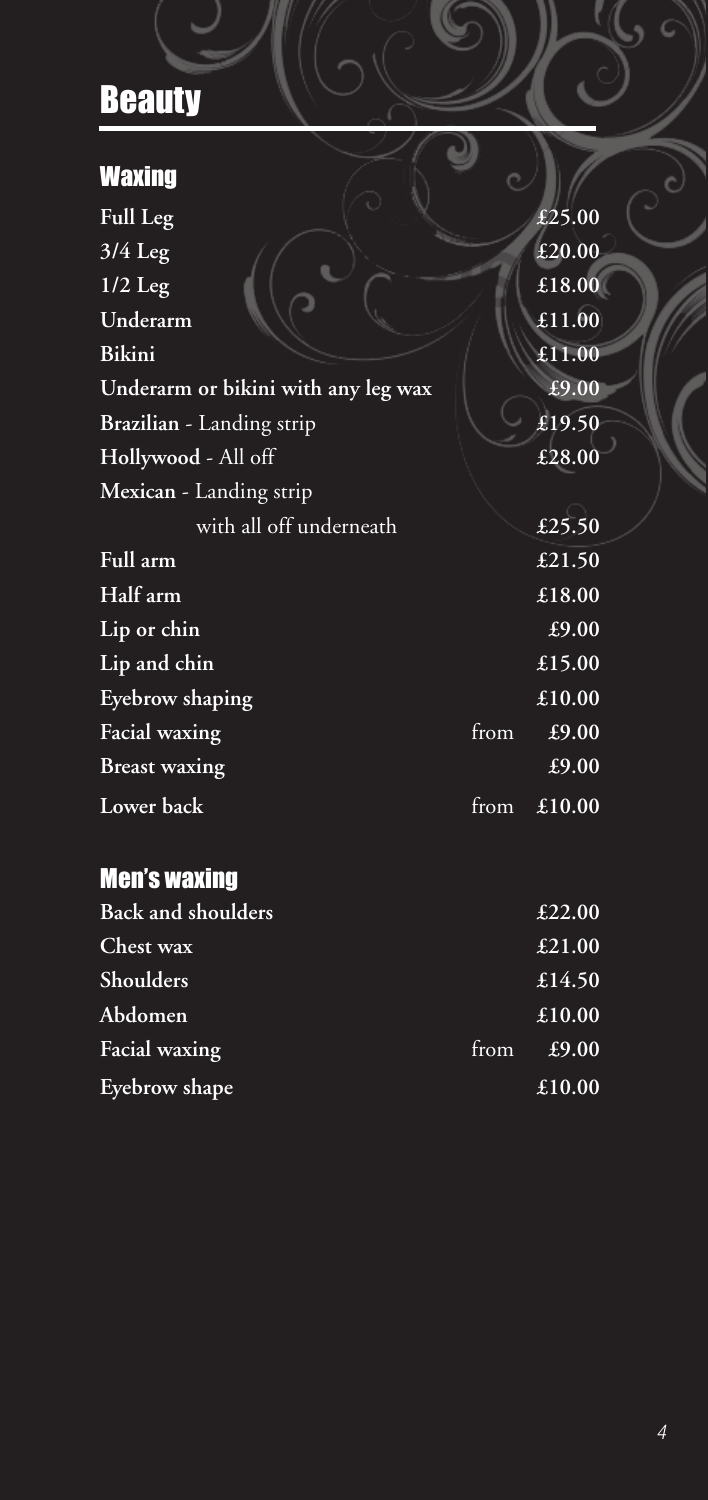# Beauty

## Waxing

| Service | | Price |
|---|---|---|
| **Full Leg** | | £25.00 |
| **3/4 Leg** | | £20.00 |
| **1/2 Leg** | | £18.00 |
| **Underarm** | | £11.00 |
| **Bikini** | | £11.00 |
| **Underarm or bikini with any leg wax** | | £9.00 |
| **Brazilian** - Landing strip | | £19.50 |
| **Hollywood** - All off | | £28.00 |
| **Mexican** - Landing strip with all off underneath | | £25.50 |
| **Full arm** | | £21.50 |
| **Half arm** | | £18.00 |
| **Lip or chin** | | £9.00 |
| **Lip and chin** | | £15.00 |
| **Eyebrow shaping** | | £10.00 |
| **Facial waxing** | from | £9.00 |
| **Breast waxing** | | £9.00 |
| **Lower back** | from | £10.00 |

## Men's waxing

| Service | | Price |
|---|---|---|
| **Back and shoulders** | | £22.00 |
| **Chest wax** | | £21.00 |
| **Shoulders** | | £14.50 |
| **Abdomen** | | £10.00 |
| **Facial waxing** | from | £9.00 |
| **Eyebrow shape** | | £10.00 |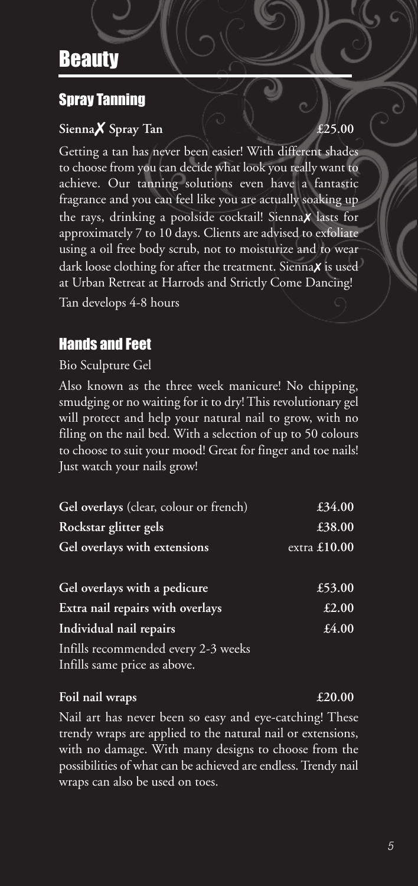# Beauty

## Spray Tanning

**Sienna✗ Spray Tan** **£25.00**

Getting a tan has never been easier! With different shades to choose from you can decide what look you really want to achieve. Our tanning solutions even have a fantastic fragrance and you can feel like you are actually soaking up the rays, drinking a poolside cocktail! Sienna✗ lasts for approximately 7 to 10 days. Clients are advised to exfoliate using a oil free body scrub, not to moisturize and to wear dark loose clothing for after the treatment. Sienna✗ is used at Urban Retreat at Harrods and Strictly Come Dancing!

Tan develops 4-8 hours

## Hands and Feet

Bio Sculpture Gel

Also known as the three week manicure! No chipping, smudging or no waiting for it to dry! This revolutionary gel will protect and help your natural nail to grow, with no filing on the nail bed. With a selection of up to 50 colours to choose to suit your mood! Great for finger and toe nails! Just watch your nails grow!

| Treatment | Price |
|---|---|
| **Gel overlays** (clear, colour or french) | **£34.00** |
| **Rockstar glitter gels** | **£38.00** |
| **Gel overlays with extensions** | extra **£10.00** |
| **Gel overlays with a pedicure** | **£53.00** |
| **Extra nail repairs with overlays** | **£2.00** |
| **Individual nail repairs** | **£4.00** |

Infills recommended every 2-3 weeks
Infills same price as above.

**Foil nail wraps** **£20.00**

Nail art has never been so easy and eye-catching! These trendy wraps are applied to the natural nail or extensions, with no damage. With many designs to choose from the possibilities of what can be achieved are endless. Trendy nail wraps can also be used on toes.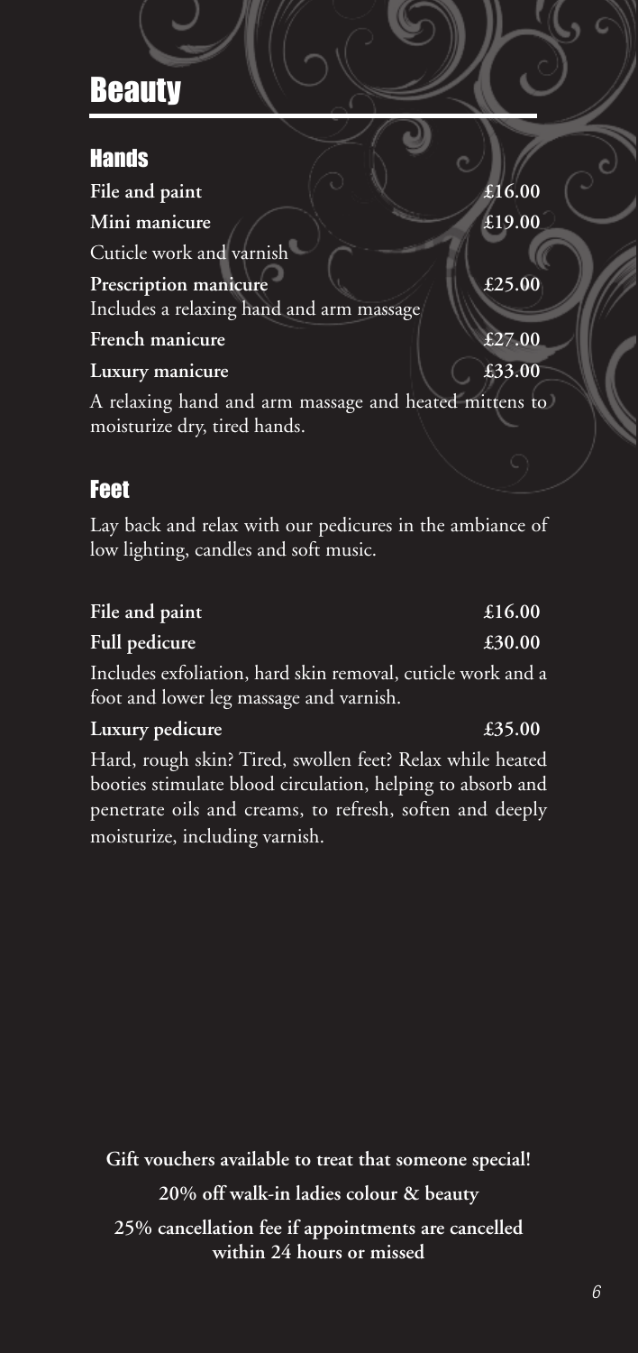# Beauty

## Hands

**File and paint** £16.00

**Mini manicure** £19.00

Cuticle work and varnish

**Prescription manicure** £25.00

Includes a relaxing hand and arm massage

**French manicure** £27.00

**Luxury manicure** £33.00

A relaxing hand and arm massage and heated mittens to moisturize dry, tired hands.

## Feet

Lay back and relax with our pedicures in the ambiance of low lighting, candles and soft music.

**File and paint** £16.00

**Full pedicure** £30.00

Includes exfoliation, hard skin removal, cuticle work and a foot and lower leg massage and varnish.

**Luxury pedicure** £35.00

Hard, rough skin? Tired, swollen feet? Relax while heated booties stimulate blood circulation, helping to absorb and penetrate oils and creams, to refresh, soften and deeply moisturize, including varnish.

**Gift vouchers available to treat that someone special!**

**20% off walk-in ladies colour & beauty**

**25% cancellation fee if appointments are cancelled within 24 hours or missed**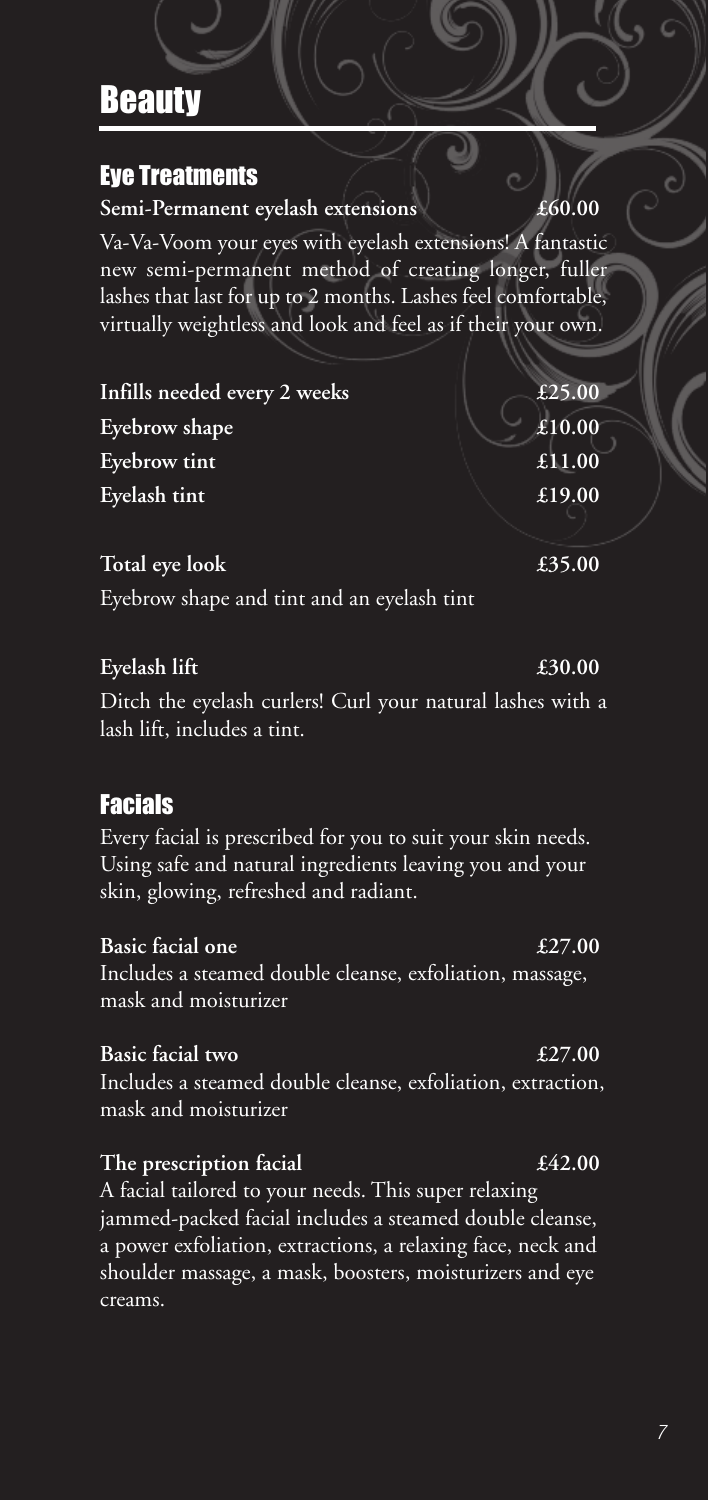# Beauty

## Eye Treatments

**Semi-Permanent eyelash extensions** **£60.00**

Va-Va-Voom your eyes with eyelash extensions! A fantastic new semi-permanent method of creating longer, fuller lashes that last for up to 2 months. Lashes feel comfortable, virtually weightless and look and feel as if their your own.

| | |
|---|---|
| **Infills needed every 2 weeks** | **£25.00** |
| **Eyebrow shape** | **£10.00** |
| **Eyebrow tint** | **£11.00** |
| **Eyelash tint** | **£19.00** |

**Total eye look** **£35.00**

Eyebrow shape and tint and an eyelash tint

**Eyelash lift** **£30.00**

Ditch the eyelash curlers! Curl your natural lashes with a lash lift, includes a tint.

## Facials

Every facial is prescribed for you to suit your skin needs. Using safe and natural ingredients leaving you and your skin, glowing, refreshed and radiant.

**Basic facial one** **£27.00**

Includes a steamed double cleanse, exfoliation, massage, mask and moisturizer

**Basic facial two** **£27.00**

Includes a steamed double cleanse, exfoliation, extraction, mask and moisturizer

**The prescription facial** **£42.00**

A facial tailored to your needs. This super relaxing jammed-packed facial includes a steamed double cleanse, a power exfoliation, extractions, a relaxing face, neck and shoulder massage, a mask, boosters, moisturizers and eye creams.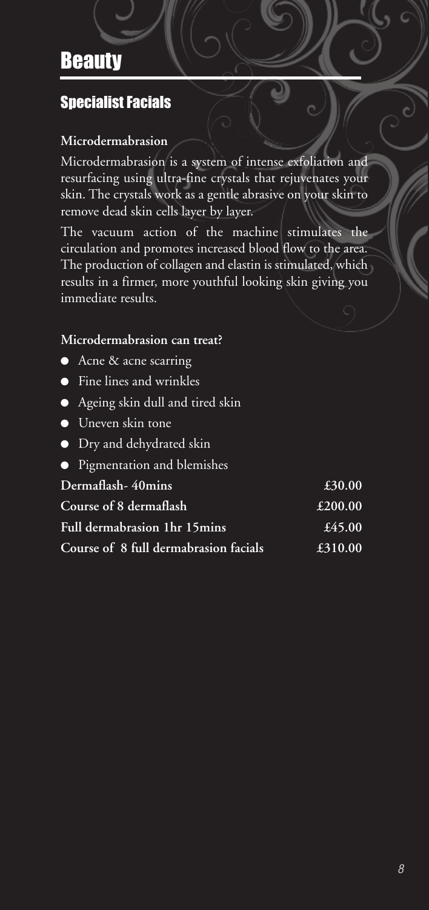# Beauty

## Specialist Facials

### Microdermabrasion

Microdermabrasion is a system of intense exfoliation and resurfacing using ultra-fine crystals that rejuvenates your skin. The crystals work as a gentle abrasive on your skin to remove dead skin cells layer by layer.

The vacuum action of the machine stimulates the circulation and promotes increased blood flow to the area. The production of collagen and elastin is stimulated, which results in a firmer, more youthful looking skin giving you immediate results.

**Microdermabrasion can treat?**

- Acne & acne scarring
- Fine lines and wrinkles
- Ageing skin dull and tired skin
- Uneven skin tone
- Dry and dehydrated skin
- Pigmentation and blemishes

| | |
|---|---|
| **Dermaflash- 40mins** | **£30.00** |
| **Course of 8 dermaflash** | **£200.00** |
| **Full dermabrasion 1hr 15mins** | **£45.00** |
| **Course of 8 full dermabrasion facials** | **£310.00** |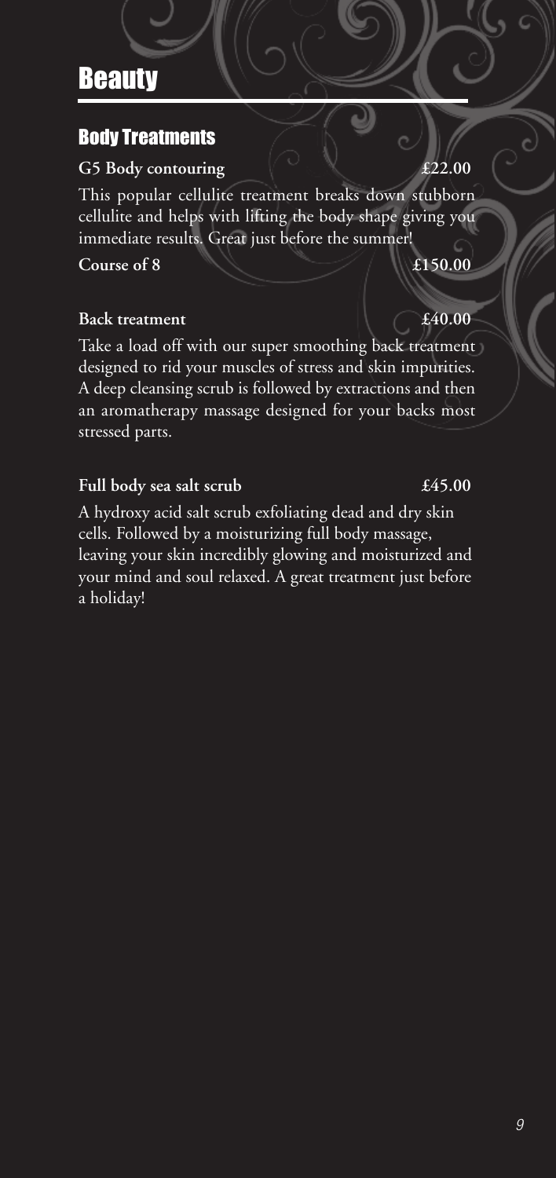# Beauty

## Body Treatments

**G5 Body contouring** **£22.00**

This popular cellulite treatment breaks down stubborn cellulite and helps with lifting the body shape giving you immediate results. Great just before the summer!

**Course of 8** **£150.00**

**Back treatment** **£40.00**

Take a load off with our super smoothing back treatment designed to rid your muscles of stress and skin impurities. A deep cleansing scrub is followed by extractions and then an aromatherapy massage designed for your backs most stressed parts.

**Full body sea salt scrub** **£45.00**

A hydroxy acid salt scrub exfoliating dead and dry skin cells. Followed by a moisturizing full body massage, leaving your skin incredibly glowing and moisturized and your mind and soul relaxed. A great treatment just before a holiday!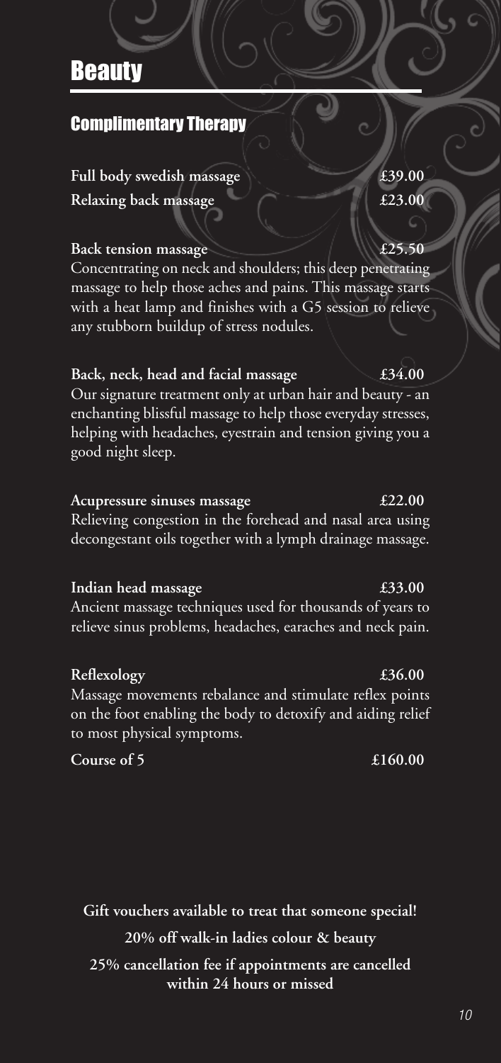# Beauty

## Complimentary Therapy

**Full body swedish massage** **£39.00**

**Relaxing back massage** **£23.00**

**Back tension massage** **£25.50**

Concentrating on neck and shoulders; this deep penetrating massage to help those aches and pains. This massage starts with a heat lamp and finishes with a G5 session to relieve any stubborn buildup of stress nodules.

**Back, neck, head and facial massage** **£34.00**

Our signature treatment only at urban hair and beauty - an enchanting blissful massage to help those everyday stresses, helping with headaches, eyestrain and tension giving you a good night sleep.

**Acupressure sinuses massage** **£22.00**

Relieving congestion in the forehead and nasal area using decongestant oils together with a lymph drainage massage.

**Indian head massage** **£33.00**

Ancient massage techniques used for thousands of years to relieve sinus problems, headaches, earaches and neck pain.

**Reflexology** **£36.00**

Massage movements rebalance and stimulate reflex points on the foot enabling the body to detoxify and aiding relief to most physical symptoms.

**Course of 5** **£160.00**

**Gift vouchers available to treat that someone special!**

**20% off walk-in ladies colour & beauty**

**25% cancellation fee if appointments are cancelled within 24 hours or missed**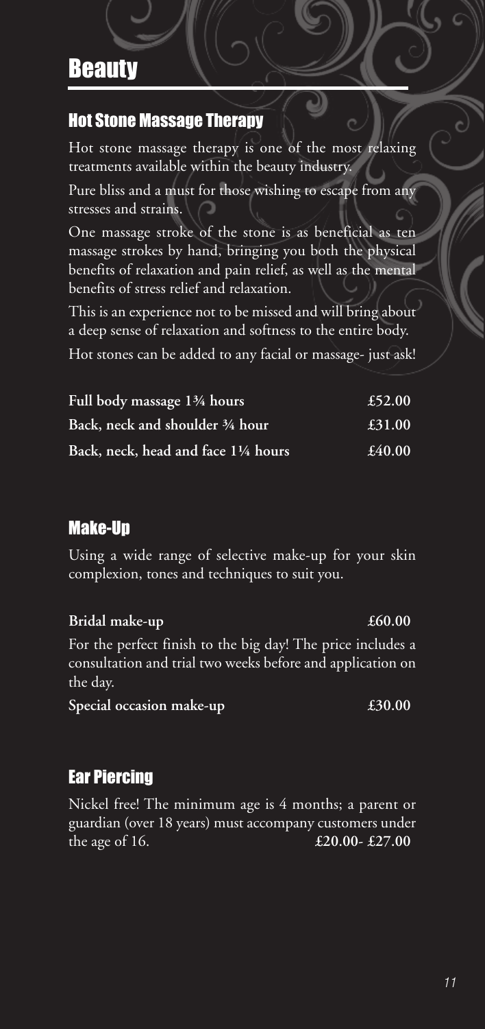# Beauty

## Hot Stone Massage Therapy

Hot stone massage therapy is one of the most relaxing treatments available within the beauty industry.

Pure bliss and a must for those wishing to escape from any stresses and strains.

One massage stroke of the stone is as beneficial as ten massage strokes by hand, bringing you both the physical benefits of relaxation and pain relief, as well as the mental benefits of stress relief and relaxation.

This is an experience not to be missed and will bring about a deep sense of relaxation and softness to the entire body.

Hot stones can be added to any facial or massage- just ask!

| | |
|---|---|
| **Full body massage 1¾ hours** | **£52.00** |
| **Back, neck and shoulder ¾ hour** | **£31.00** |
| **Back, neck, head and face 1¼ hours** | **£40.00** |

## Make-Up

Using a wide range of selective make-up for your skin complexion, tones and techniques to suit you.

**Bridal make-up** **£60.00**

For the perfect finish to the big day! The price includes a consultation and trial two weeks before and application on the day.

**Special occasion make-up** **£30.00**

## Ear Piercing

Nickel free! The minimum age is 4 months; a parent or guardian (over 18 years) must accompany customers under the age of 16. **£20.00- £27.00**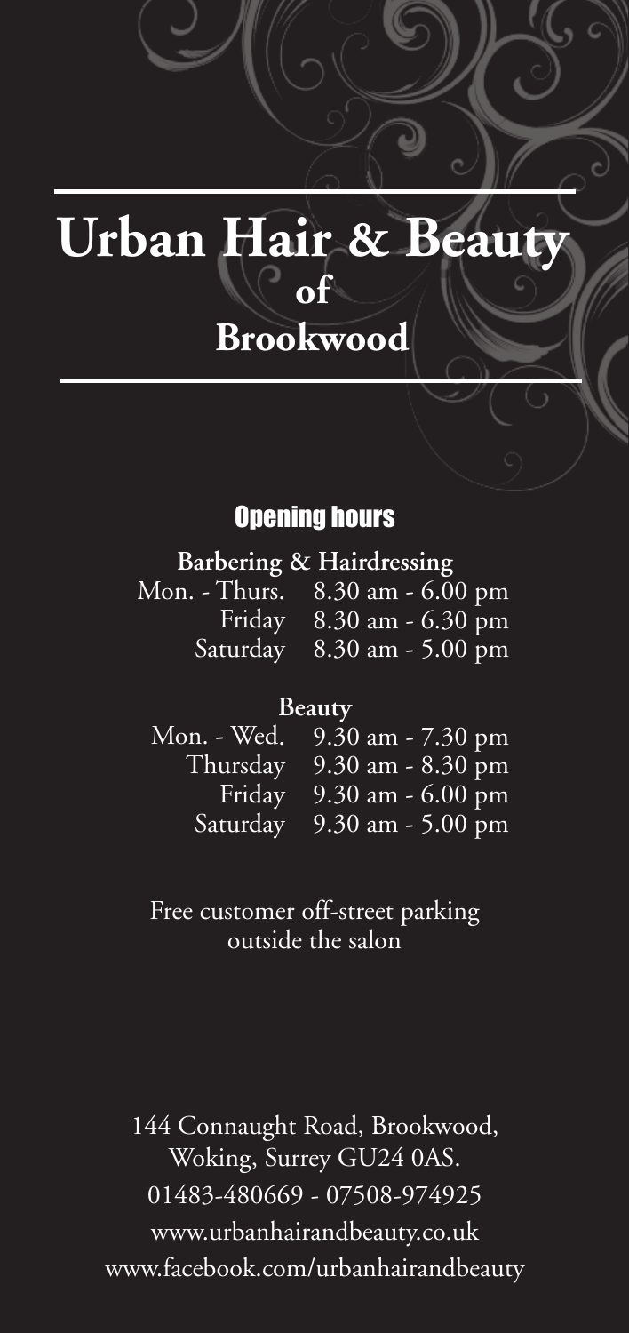# Urban Hair & Beauty of Brookwood

## Opening hours

**Barbering & Hairdressing**

| | |
|---|---|
| Mon. - Thurs. | 8.30 am - 6.00 pm |
| Friday | 8.30 am - 6.30 pm |
| Saturday | 8.30 am - 5.00 pm |

**Beauty**

| | |
|---|---|
| Mon. - Wed. | 9.30 am - 7.30 pm |
| Thursday | 9.30 am - 8.30 pm |
| Friday | 9.30 am - 6.00 pm |
| Saturday | 9.30 am - 5.00 pm |

Free customer off-street parking outside the salon

144 Connaught Road, Brookwood,
Woking, Surrey GU24 0AS.
01483-480669 - 07508-974925
www.urbanhairandbeauty.co.uk
www.facebook.com/urbanhairandbeauty